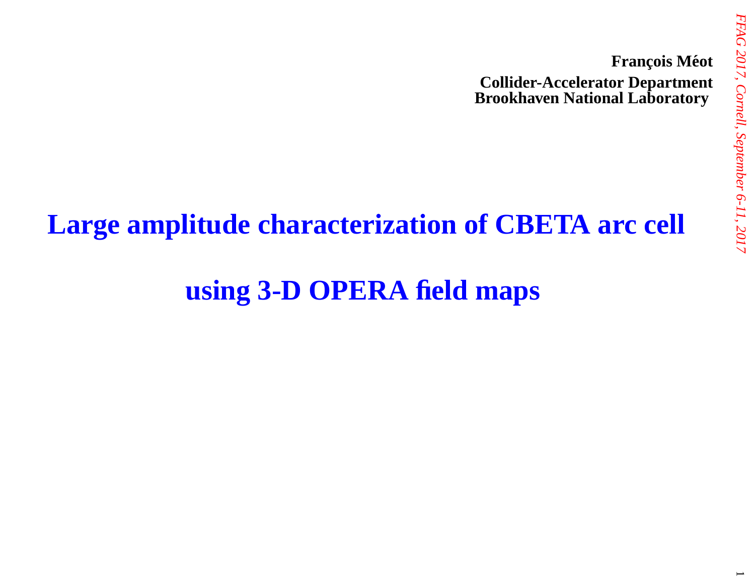**François Méot**

**Collider-Accelerator Department**
**Brookhaven National Laboratory**

# Large amplitude characterization of CBETA arc cell

# using 3-D OPERA field maps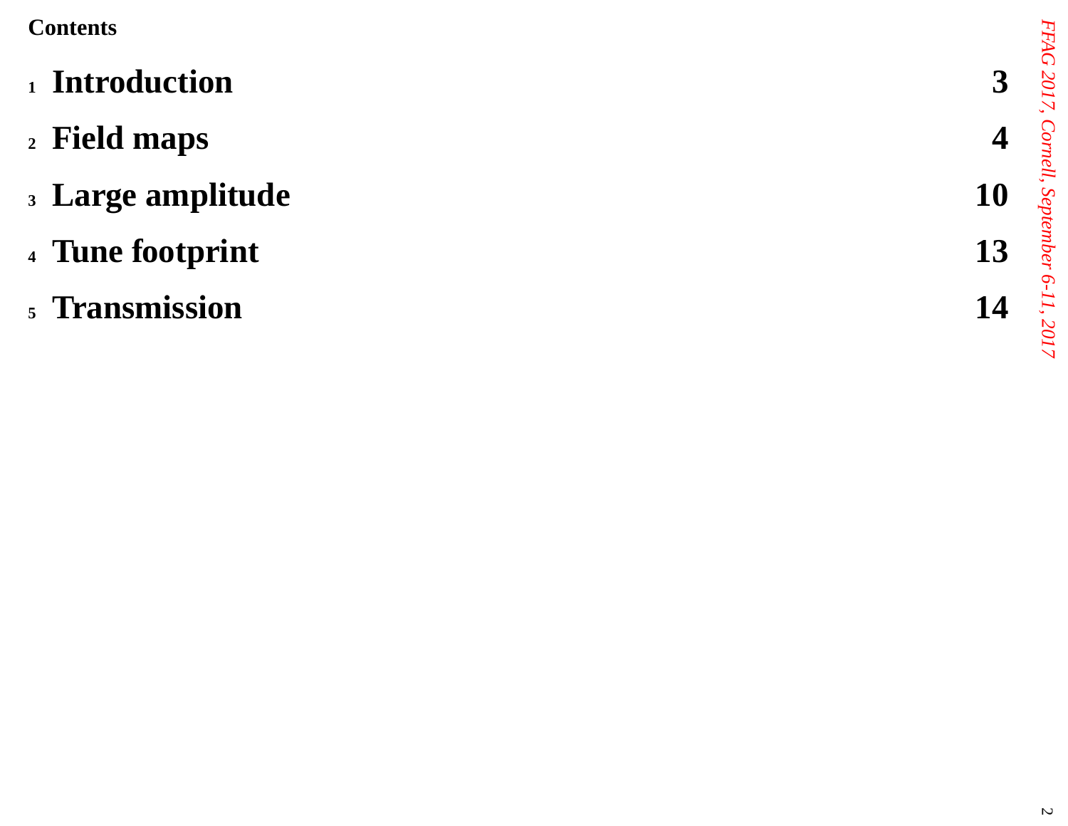**Contents**

1 **Introduction** 3

2 **Field maps** 4

3 **Large amplitude** 10

4 **Tune footprint** 13

5 **Transmission** 14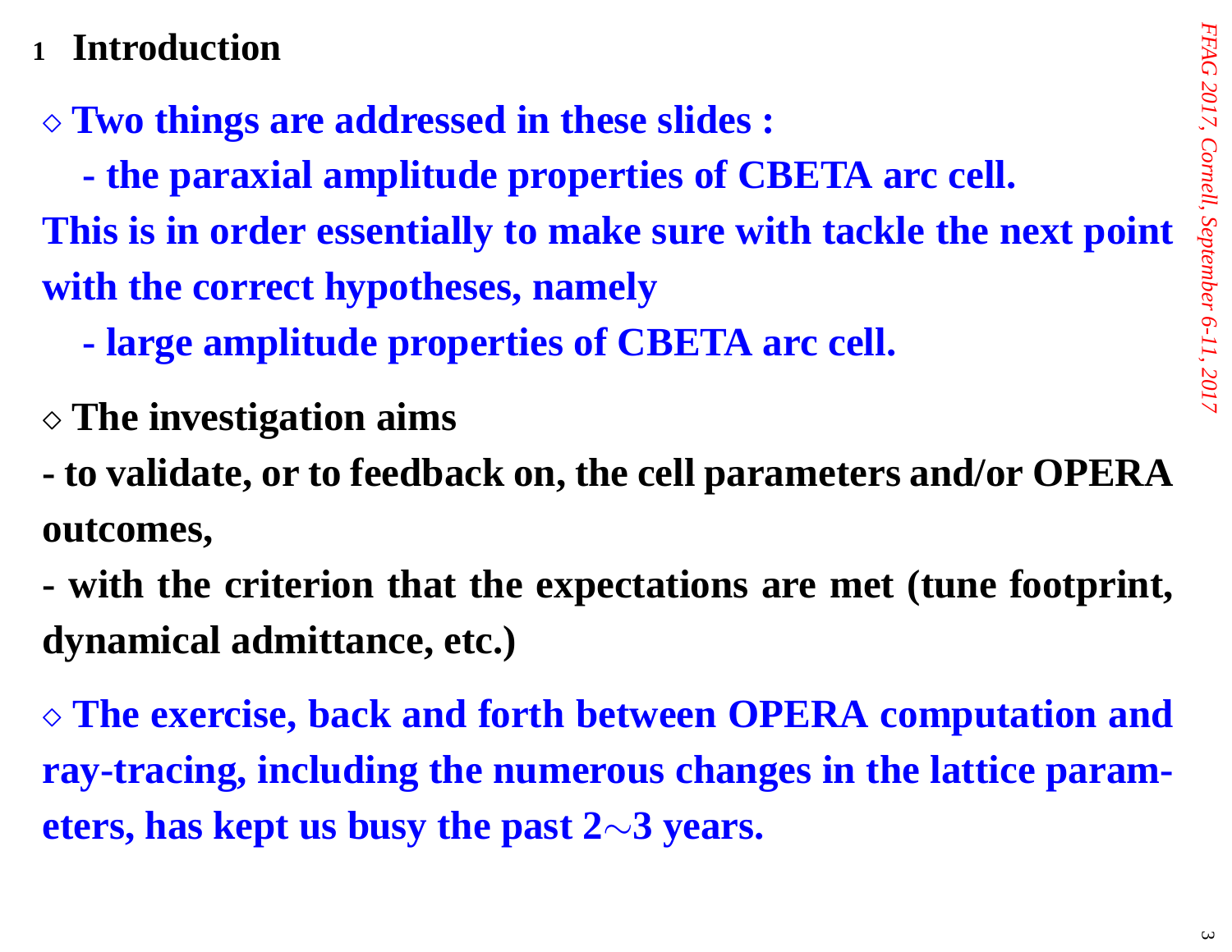# 1 Introduction

◇ **Two things are addressed in these slides :**

**- the paraxial amplitude properties of CBETA arc cell.**

**This is in order essentially to make sure with tackle the next point with the correct hypotheses, namely**

**- large amplitude properties of CBETA arc cell.**

◇ **The investigation aims**

**- to validate, or to feedback on, the cell parameters and/or OPERA outcomes,**

**- with the criterion that the expectations are met (tune footprint, dynamical admittance, etc.)**

◇ **The exercise, back and forth between OPERA computation and ray-tracing, including the numerous changes in the lattice parameters, has kept us busy the past 2$\sim$3 years.**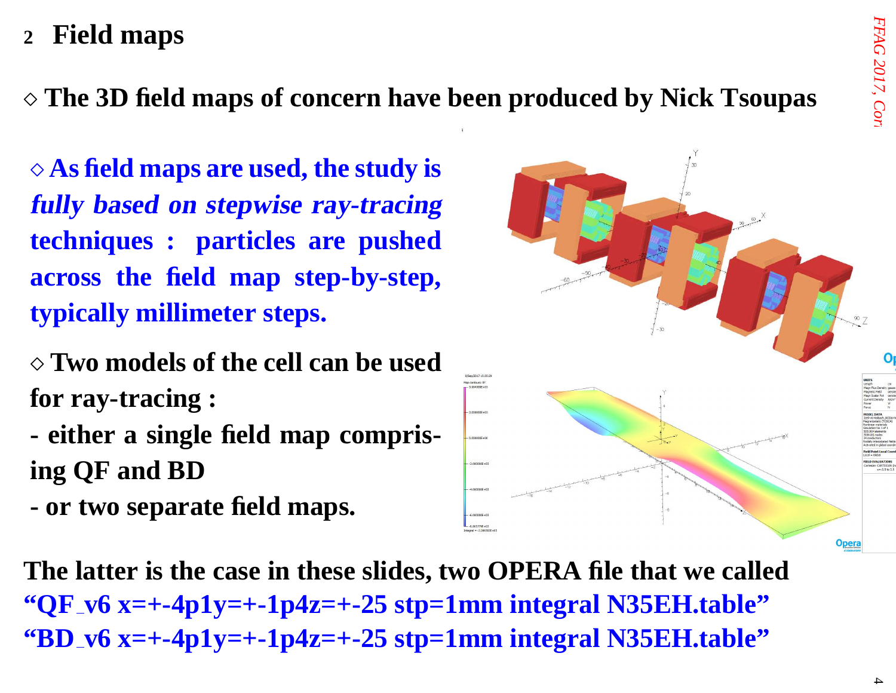# 2 Field maps

◇ **The 3D field maps of concern have been produced by Nick Tsoupas**

◇ **As field maps are used, the study is *fully based on stepwise ray-tracing* techniques : particles are pushed across the field map step-by-step, typically millimeter steps.**

◇ **Two models of the cell can be used for ray-tracing :**

**- either a single field map comprising QF and BD**

**- or two separate field maps.**

**The latter is the case in these slides, two OPERA file that we called**

**“QF_v6 x=+-4p1y=+-1p4z=+-25 stp=1mm integral N35EH.table”**

**“BD_v6 x=+-4p1y=+-1p4z=+-25 stp=1mm integral N35EH.table”**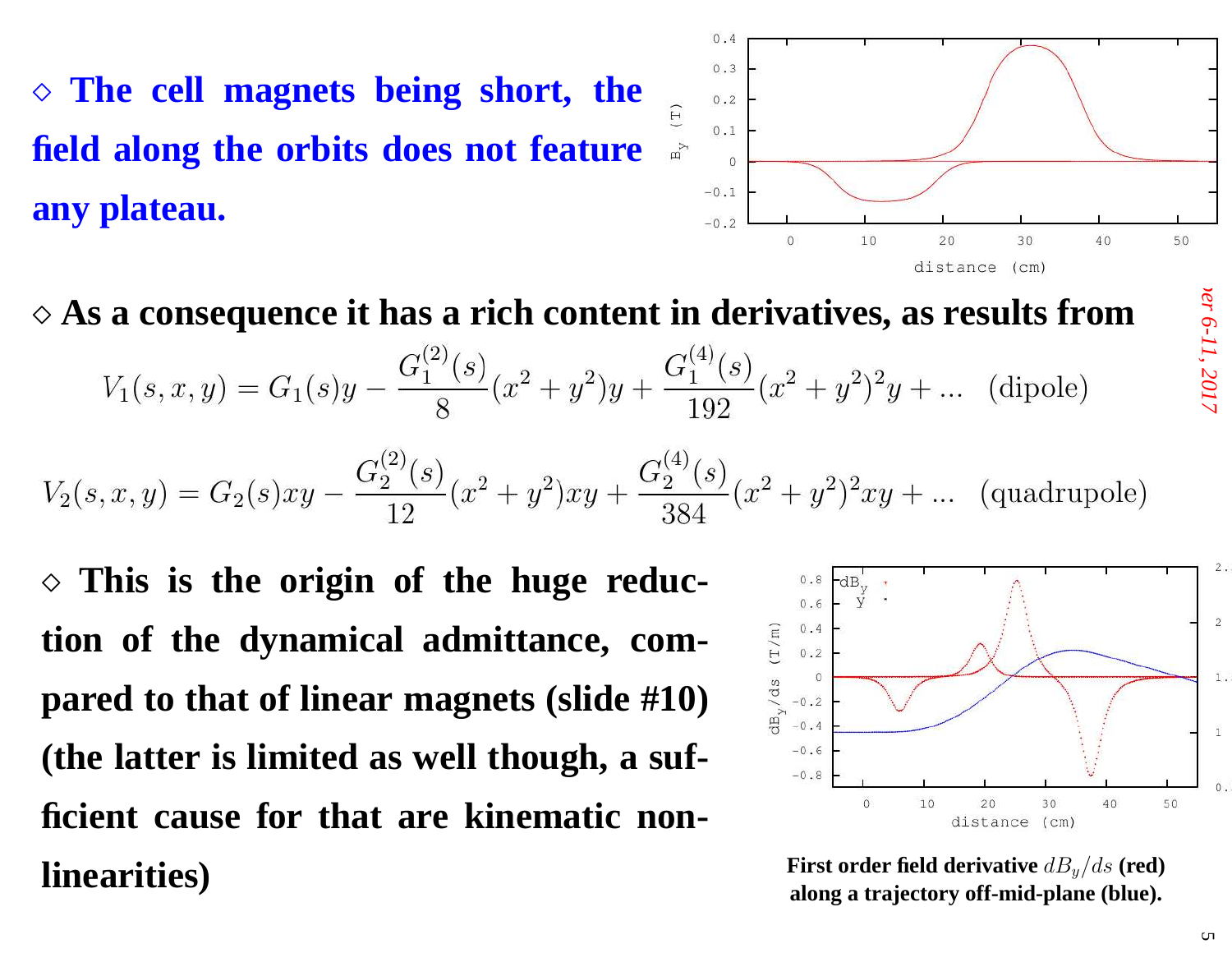◇ **The cell magnets being short, the field along the orbits does not feature any plateau.**

$B_y$ (T)

0.4
0.3
0.2
0.1
0
−0.1
−0.2

0 10 20 30 40 50

distance (cm)

◇ **As a consequence it has a rich content in derivatives, as results from**

$$V_1(s,x,y) = G_1(s)y - \frac{G_1^{(2)}(s)}{8}(x^2+y^2)y + \frac{G_1^{(4)}(s)}{192}(x^2+y^2)^2 y + ... \quad \text{(dipole)}$$

$$V_2(s,x,y) = G_2(s)xy - \frac{G_2^{(2)}(s)}{12}(x^2+y^2)xy + \frac{G_2^{(4)}(s)}{384}(x^2+y^2)^2 xy + ... \quad \text{(quadrupole)}$$

◇ **This is the origin of the huge reduction of the dynamical admittance, compared to that of linear magnets (slide #10) (the latter is limited as well though, a sufficient cause for that are kinematic non-linearities)**

$dB_y$
y

$dB_y/ds$ (T/m)

0.8
0.6
0.4
0.2
0
−0.2
−0.4
−0.6
−0.8

0 10 20 30 40 50

distance (cm)

2..
2
1..
1
0..

**First order field derivative $dB_y/ds$ (red) along a trajectory off-mid-plane (blue).**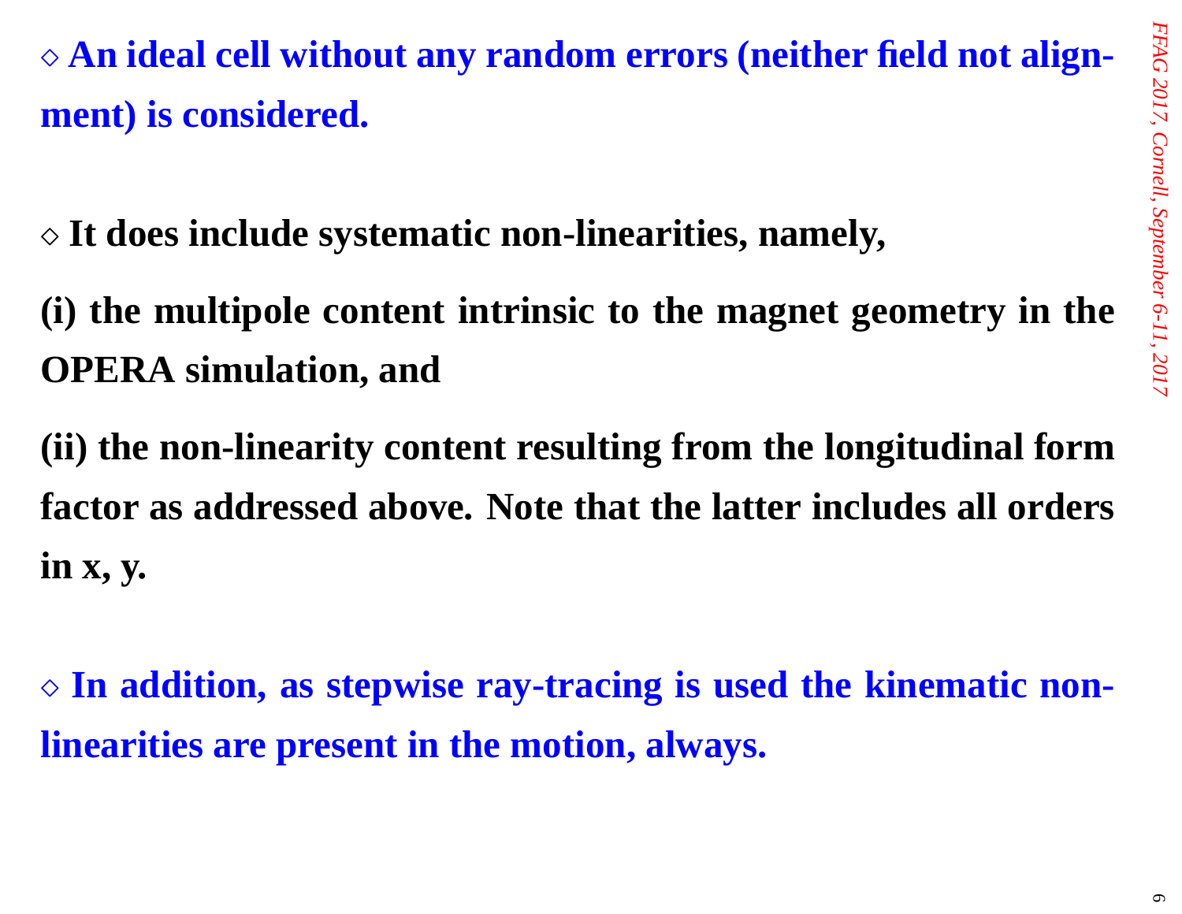◇ **An ideal cell without any random errors (neither field not alignment) is considered.**

◇ **It does include systematic non-linearities, namely,**

**(i) the multipole content intrinsic to the magnet geometry in the OPERA simulation, and**

**(ii) the non-linearity content resulting from the longitudinal form factor as addressed above. Note that the latter includes all orders in x, y.**

◇ **In addition, as stepwise ray-tracing is used the kinematic non-linearities are present in the motion, always.**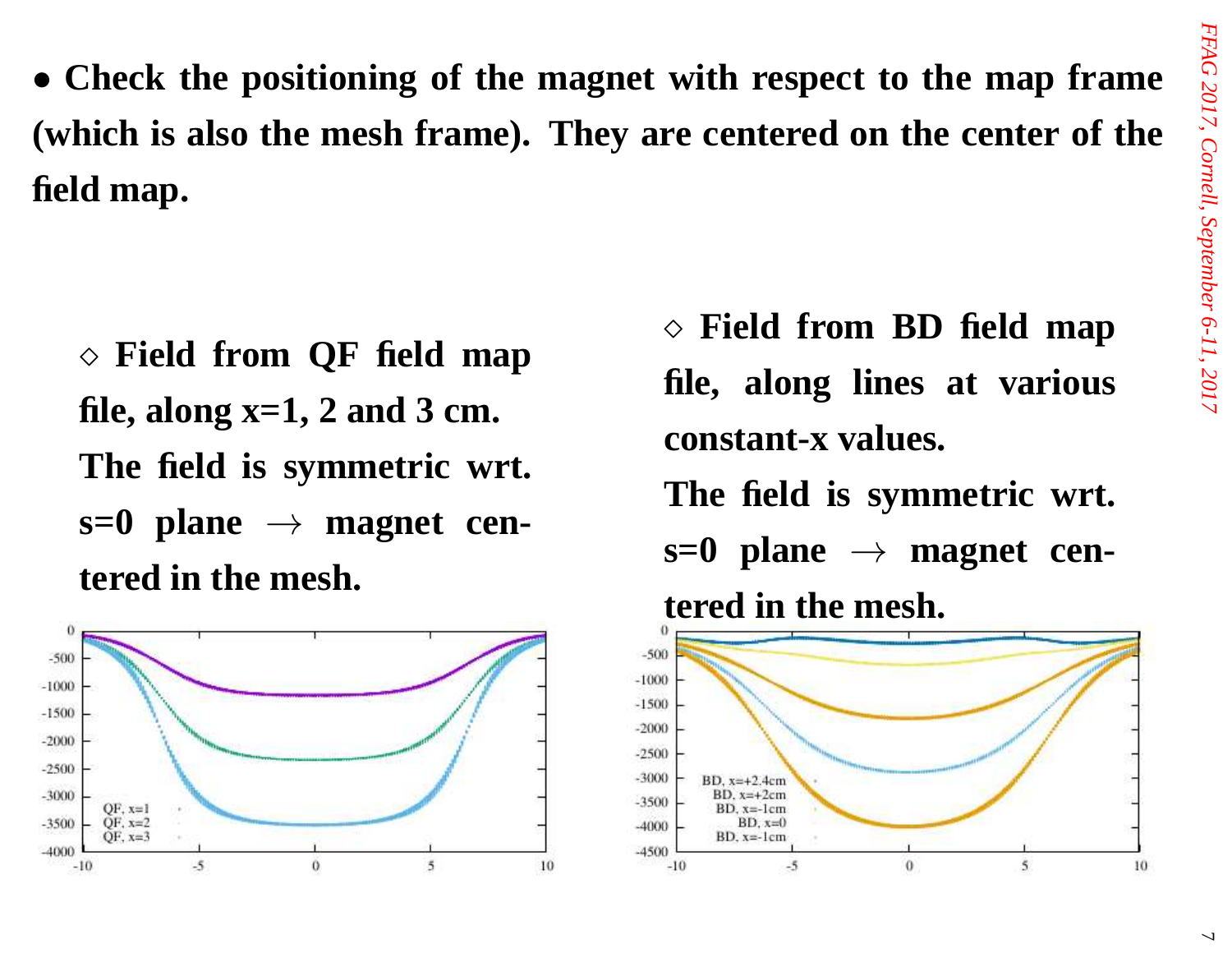- **Check the positioning of the magnet with respect to the map frame (which is also the mesh frame). They are centered on the center of the field map.**

◇ **Field from QF field map file, along x=1, 2 and 3 cm. The field is symmetric wrt. s=0 plane → magnet centered in the mesh.**

0
-500
-1000
-1500
-2000
-2500
-3000
-3500
-4000
-10
-5
0
5
10
QF, x=1
QF, x=2
QF, x=3

◇ **Field from BD field map file, along lines at various constant-x values. The field is symmetric wrt. s=0 plane → magnet centered in the mesh.**

0
-500
-1000
-1500
-2000
-2500
-3000
-3500
-4000
-4500
-10
-5
0
5
10
BD, x=+2.4cm
BD, x=+2cm
BD, x=-1cm
BD, x=0
BD, x=-1cm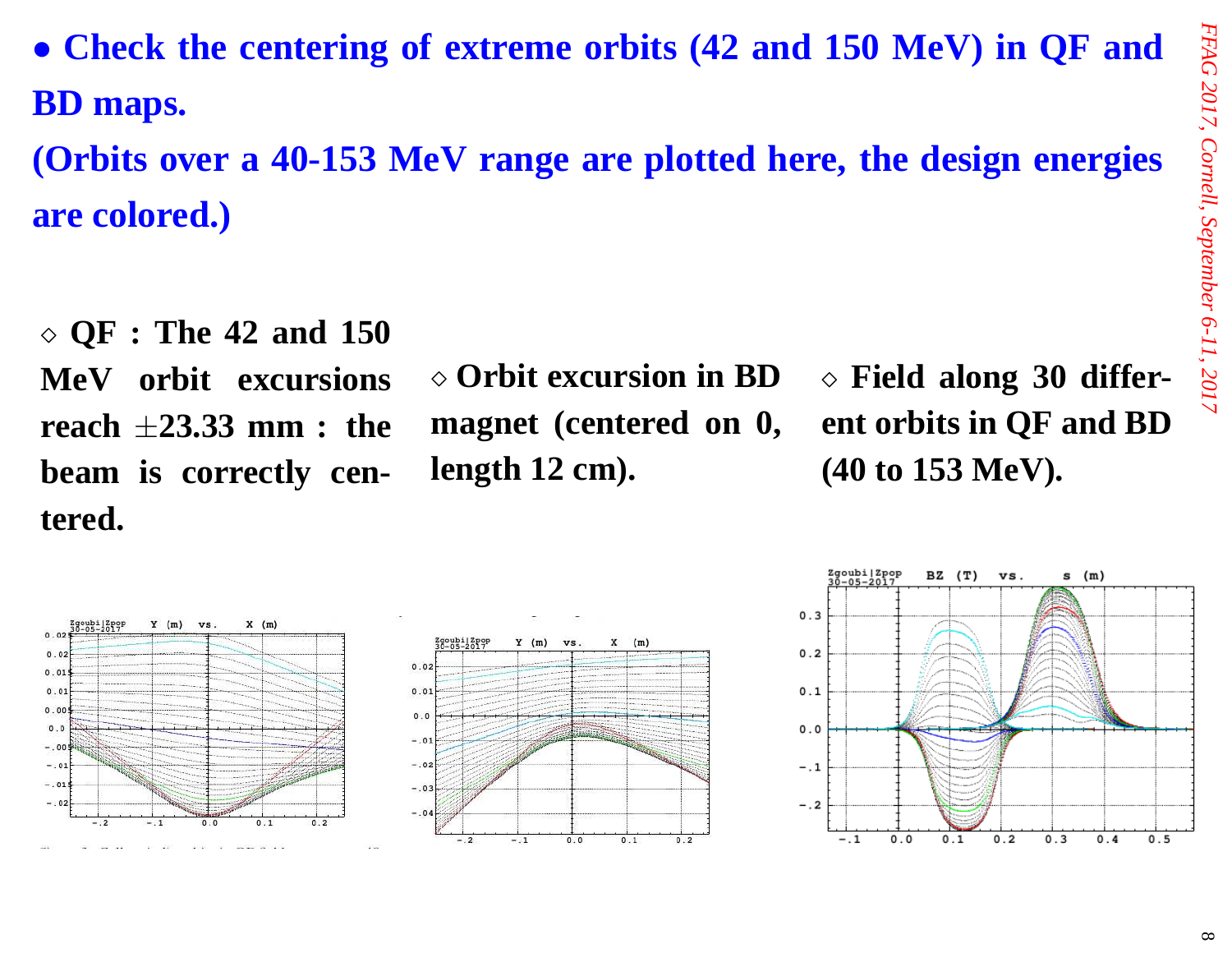• **Check the centering of extreme orbits (42 and 150 MeV) in QF and BD maps.**

**(Orbits over a 40-153 MeV range are plotted here, the design energies are colored.)**

◇ **QF : The 42 and 150 MeV orbit excursions reach ±23.33 mm : the beam is correctly centered.**

◇ **Orbit excursion in BD magnet (centered on 0, length 12 cm).**

◇ **Field along 30 different orbits in QF and BD (40 to 153 MeV).**

Zgoubi|Zpop
30-05-2017
Y (m) vs. X (m)

Zgoubi|Zpop
30-05-2017
Y (m) vs. X (m)

Zgoubi|Zpop
30-05-2017
BZ (T) vs. s (m)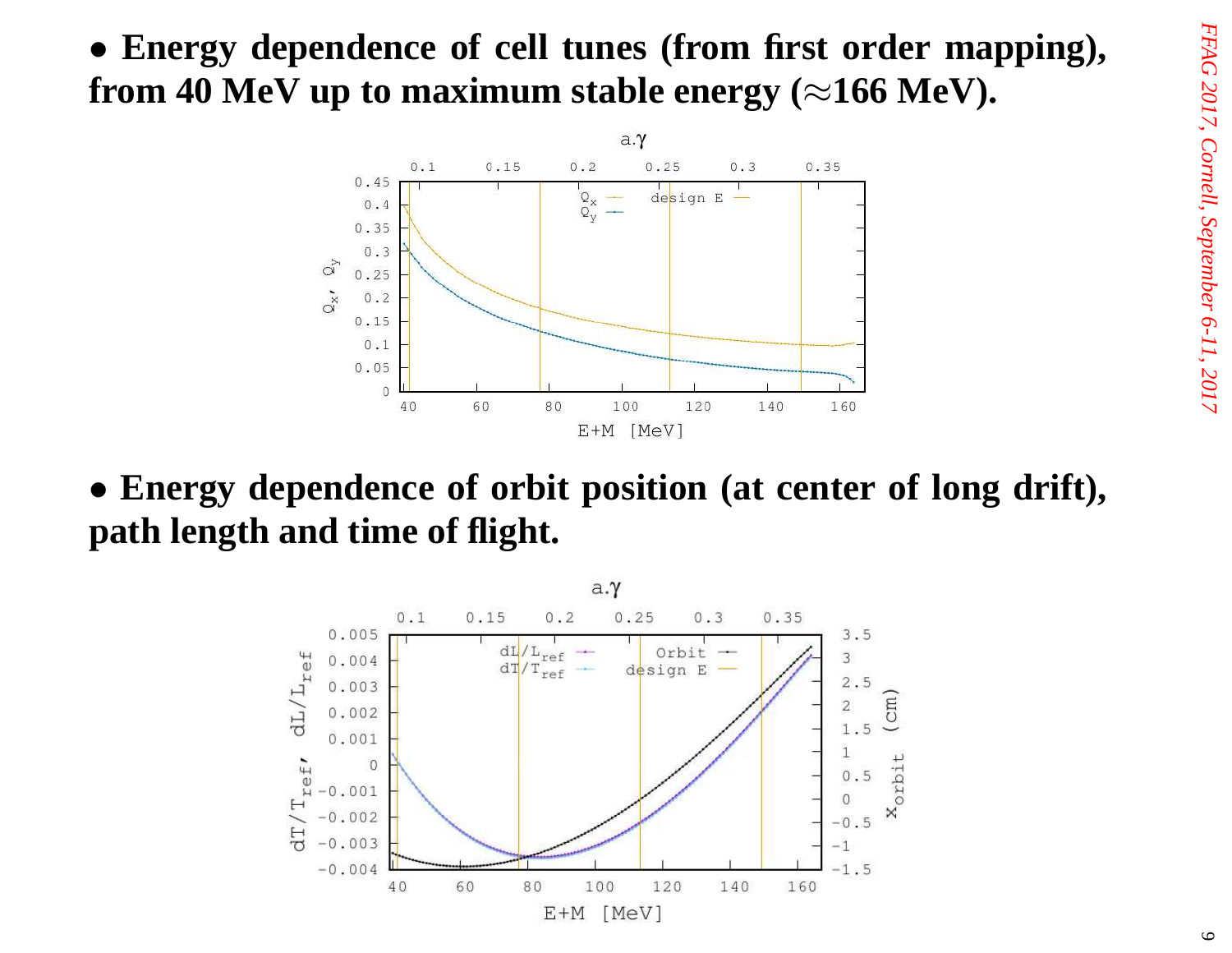- **Energy dependence of cell tunes (from first order mapping), from 40 MeV up to maximum stable energy ($\approx$166 MeV).**

a.γ

0.1 0.15 0.2 0.25 0.3 0.35

$Q_x$, $Q_y$

0.45 0.4 0.35 0.3 0.25 0.2 0.15 0.1 0.05 0

$Q_x$ $Q_y$ design E

40 60 80 100 120 140 160

E+M [MeV]

- **Energy dependence of orbit position (at center of long drift), path length and time of flight.**

a.γ

0.1 0.15 0.2 0.25 0.3 0.35

$dT/T_{ref}$, $dL/L_{ref}$

0.005 0.004 0.003 0.002 0.001 0 −0.001 −0.002 −0.003 −0.004

$dL/L_{ref}$ $dT/T_{ref}$ Orbit design E

$x_{orbit}$ (cm)

3.5 3 2.5 2 1.5 1 0.5 0 −0.5 −1 −1.5

40 60 80 100 120 140 160

E+M [MeV]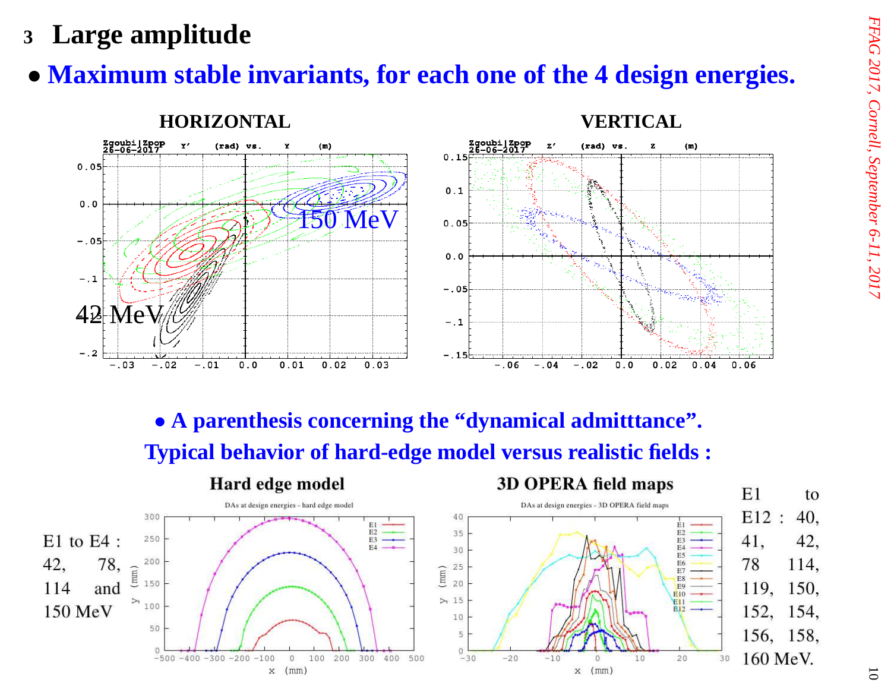## 3 Large amplitude

- **Maximum stable invariants, for each one of the 4 design energies.**

**HORIZONTAL**

Zgoubi|Zpop 26-06-2017 Y' (rad) vs. Y (m)

0.05
0.0
-.05
-.1
-.15
-.2
-.03 -.02 -.01 0.0 0.01 0.02 0.03

150 MeV

42 MeV

**VERTICAL**

Zgoubi|Zpop 26-06-2017 Z' (rad) vs. Z (m)

0.15
0.1
0.05
0.0
-.05
-.1
-.15
-.06 -.04 -.02 0.0 0.02 0.04 0.06

- **A parenthesis concerning the "dynamical admitttance".**

**Typical behavior of hard-edge model versus realistic fields :**

**Hard edge model**

DAs at design energies - hard edge model

E1
E2
E3
E4

y (mm)

0 50 100 150 200 250 300

x (mm)

-500 -400 -300 -200 -100 0 100 200 300 400 500

E1 to E4 : 42, 78, 114 and 150 MeV

**3D OPERA field maps**

DAs at design energies - 3D OPERA field maps

E1
E2
E3
E4
E5
E6
E7
E8
E9
E10
E11
E12

y (mm)

0 5 10 15 20 25 30 35 40

x (mm)

-30 -20 -10 0 10 20 30

E1 to E12 : 40, 41, 42, 78 114, 119, 150, 152, 154, 156, 158, 160 MeV.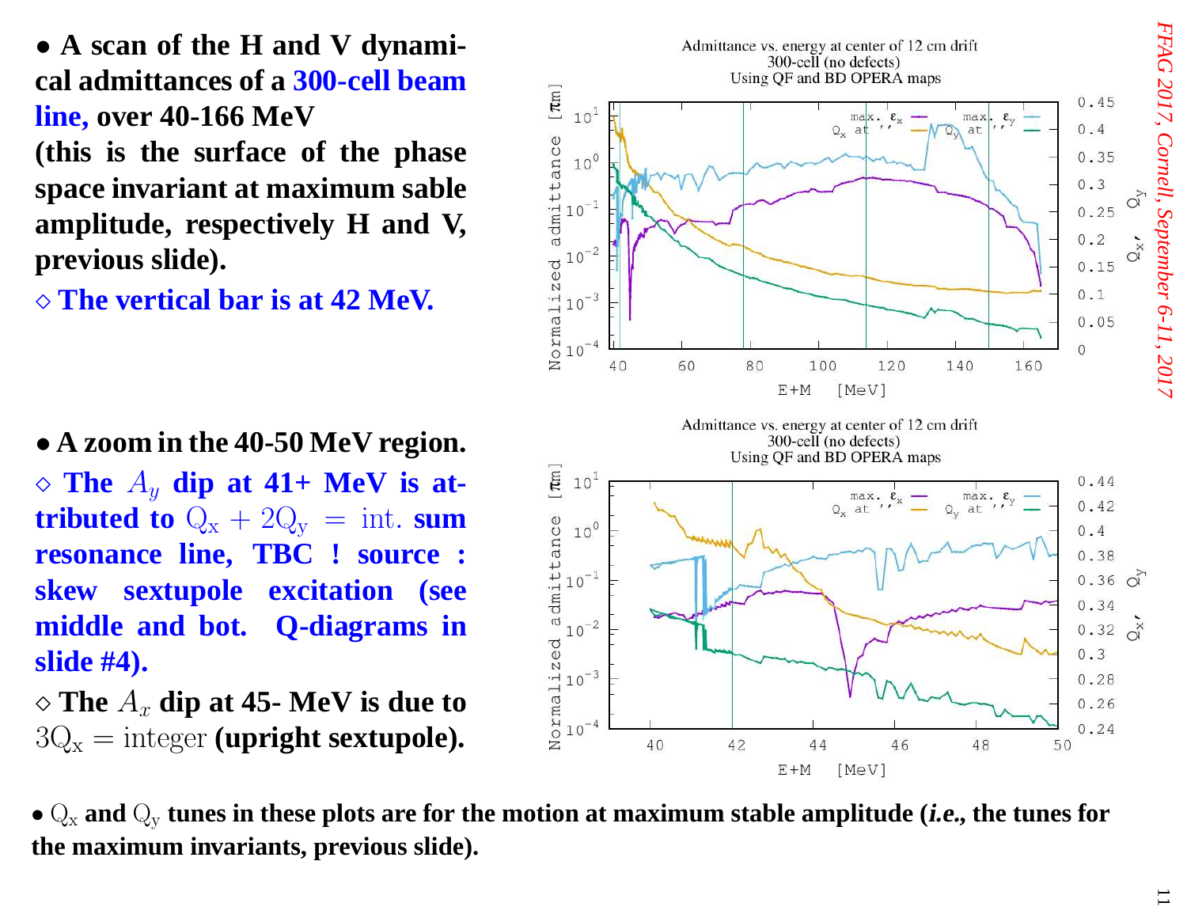- **A scan of the H and V dynamical admittances of a 300-cell beam line, over 40-166 MeV**
**(this is the surface of the phase space invariant at maximum sable amplitude, respectively H and V, previous slide).**
  - ⋄ **The vertical bar is at 42 MeV.**

Admittance vs. energy at center of 12 cm drift
300-cell (no defects)
Using QF and BD OPERA maps

Normalized admittance [$\pi$m]
$10^{1}$
$10^{0}$
$10^{-1}$
$10^{-2}$
$10^{-3}$
$10^{-4}$

max. $\varepsilon_x$
$Q_x$ at ''
max. $\varepsilon_y$
$Q_y$ at ''

$Q_x$, $Q_y$
0.45
0.4
0.35
0.3
0.25
0.2
0.15
0.1
0.05
0

40 60 80 100 120 140 160
E+M [MeV]

- **A zoom in the 40-50 MeV region.**
  - ⋄ **The $A_y$ dip at 41+ MeV is attributed to $\mathrm{Q_x} + 2\mathrm{Q_y} = \mathrm{int.}$ sum resonance line, TBC ! source : skew sextupole excitation (see middle and bot. Q-diagrams in slide #4).**
  - ⋄ **The $A_x$ dip at 45- MeV is due to $3\mathrm{Q_x} = \mathrm{integer}$ (upright sextupole).**

Admittance vs. energy at center of 12 cm drift
300-cell (no defects)
Using QF and BD OPERA maps

Normalized admittance [$\pi$m]
$10^{1}$
$10^{0}$
$10^{-1}$
$10^{-2}$
$10^{-3}$
$10^{-4}$

max. $\varepsilon_x$
$Q_x$ at ''
max. $\varepsilon_y$
$Q_y$ at ''

$Q_x$, $Q_y$
0.44
0.42
0.4
0.38
0.36
0.34
0.32
0.3
0.28
0.26
0.24

40 42 44 46 48 50
E+M [MeV]

- **$\mathrm{Q_x}$ and $\mathrm{Q_y}$ tunes in these plots are for the motion at maximum stable amplitude (*i.e.*, the tunes for the maximum invariants, previous slide).**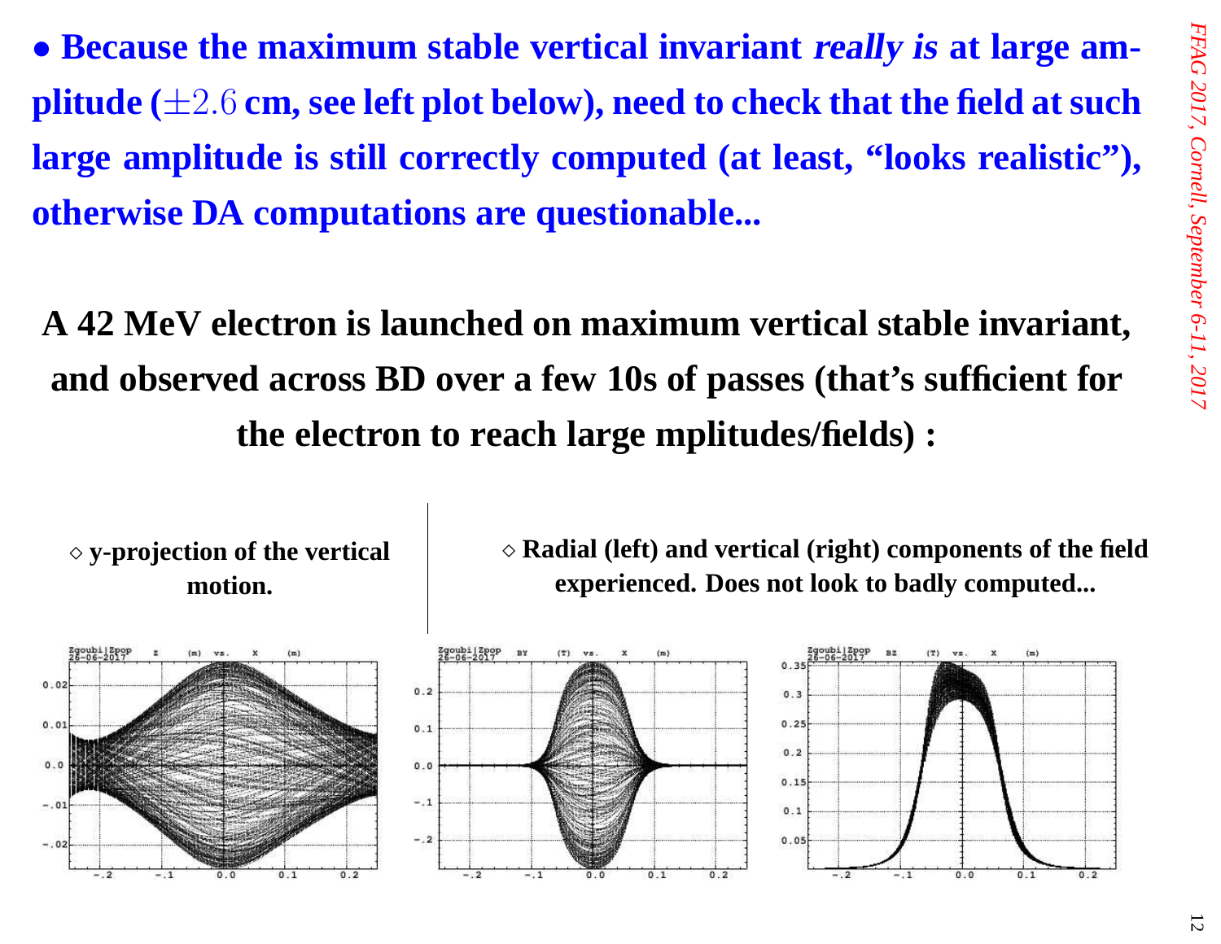- **Because the maximum stable vertical invariant *really is* at large amplitude ($\pm 2.6$ cm, see left plot below), need to check that the field at such large amplitude is still correctly computed (at least, "looks realistic"), otherwise DA computations are questionable...**

**A 42 MeV electron is launched on maximum vertical stable invariant, and observed across BD over a few 10s of passes (that's sufficient for the electron to reach large mplitudes/fields) :**

◇ **y-projection of the vertical motion.**

◇ **Radial (left) and vertical (right) components of the field experienced. Does not look to badly computed...**

Zgoubi|Zpop 26-06-2017 Z (m) vs. X (m)

0.02
0.01
0.0
-.01
-.02

-.2 -.1 0.0 0.1 0.2

Zgoubi|Zpop 26-06-2017 BY (T) vs. X (m)

0.2
0.1
0.0
-.1
-.2

-.2 -.1 0.0 0.1 0.2

Zgoubi|Zpop 26-06-2017 BZ (T) vs. X (m)

0.35
0.3
0.25
0.2
0.15
0.1
0.05

-.2 -.1 0.0 0.1 0.2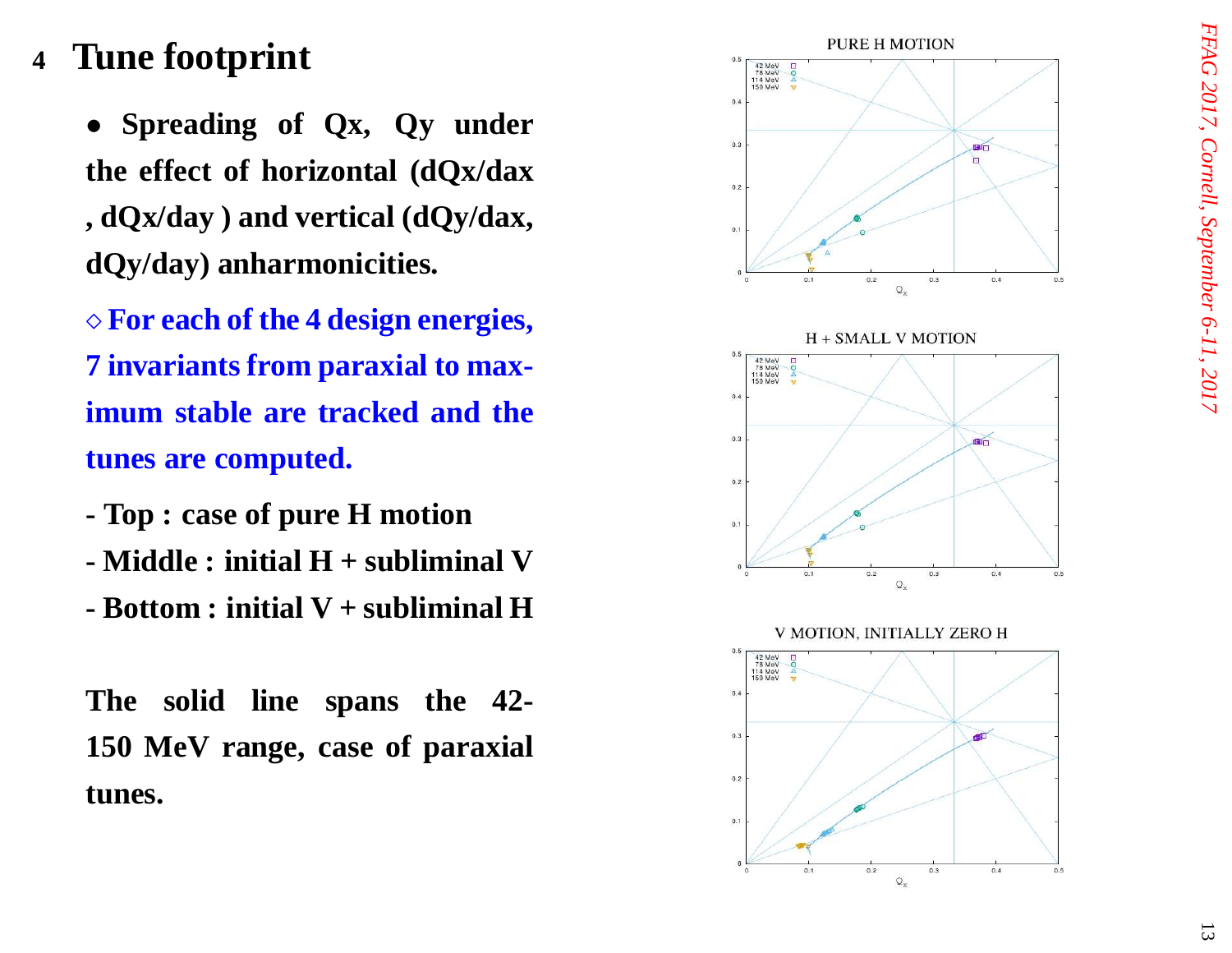# 4 Tune footprint

- **Spreading of Qx, Qy under the effect of horizontal (dQx/dax , dQx/day ) and vertical (dQy/dax, dQy/day) anharmonicities.**

◇ **For each of the 4 design energies, 7 invariants from paraxial to maximum stable are tracked and the tunes are computed.**

**- Top : case of pure H motion**

**- Middle : initial H + subliminal V**

**- Bottom : initial V + subliminal H**

**The solid line spans the 42-150 MeV range, case of paraxial tunes.**

PURE H MOTION

42 MeV
78 MeV
114 MeV
150 MeV

0.5
0.4
0.3
0.2
0.1
0

0 0.1 0.2 0.3 0.4 0.5

$Q_x$

H + SMALL V MOTION

42 MeV
78 MeV
114 MeV
150 MeV

0.5
0.4
0.3
0.2
0.1
0

0 0.1 0.2 0.3 0.4 0.5

$Q_x$

V MOTION, INITIALLY ZERO H

42 MeV
78 MeV
114 MeV
150 MeV

0.5
0.4
0.3
0.2
0.1
0

0 0.1 0.2 0.3 0.4 0.5

$Q_x$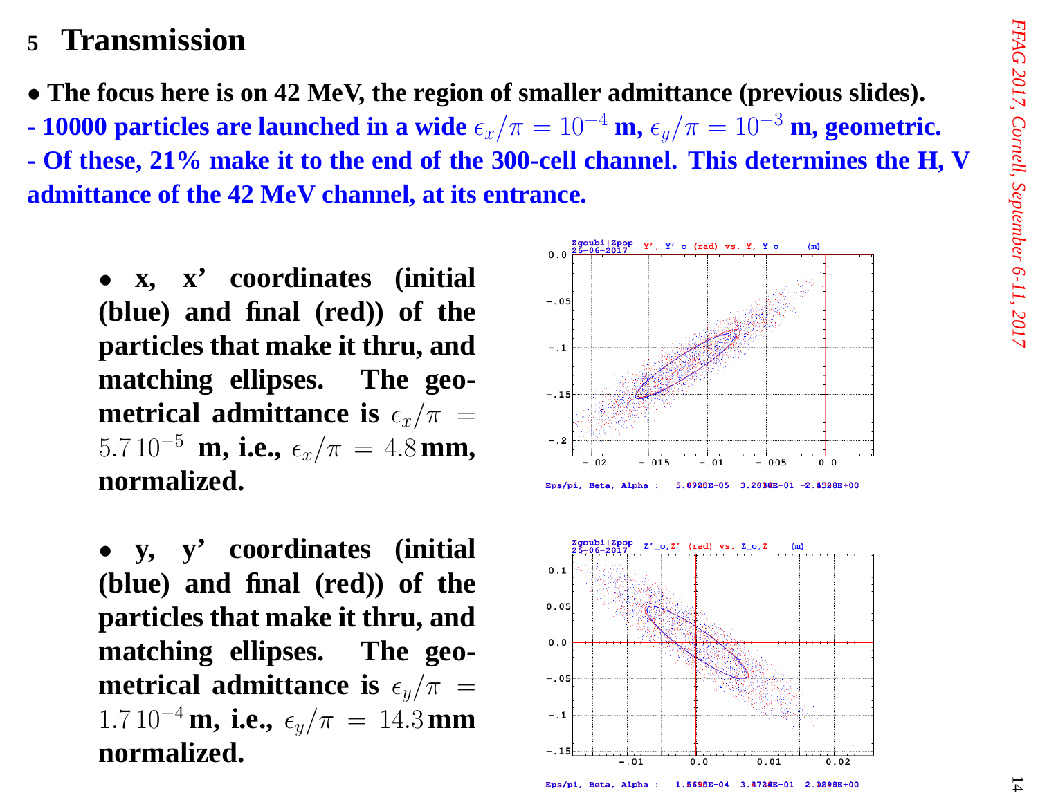# 5 Transmission

- **The focus here is on 42 MeV, the region of smaller admittance (previous slides).**

**- 10000 particles are launched in a wide $\epsilon_x/\pi = 10^{-4}$ m, $\epsilon_y/\pi = 10^{-3}$ m, geometric.**

**- Of these, 21% make it to the end of the 300-cell channel. This determines the H, V admittance of the 42 MeV channel, at its entrance.**

- **x, x' coordinates (initial (blue) and final (red)) of the particles that make it thru, and matching ellipses. The geometrical admittance is $\epsilon_x/\pi = 5.7\,10^{-5}$ m, i.e., $\epsilon_x/\pi = 4.8\,$mm, normalized.**

Zgoubi|Zpop 26-06-2017 Y', Y'_o (rad) vs. Y, Y_o (m)

0.0
-.05
-.1
-.15
-.2

-.02 -.015 -.01 -.005 0.0

Eps/pi, Beta, Alpha : 5.6926E-05 3.2038E-01 -2.4528E+00

- **y, y' coordinates (initial (blue) and final (red)) of the particles that make it thru, and matching ellipses. The geometrical admittance is $\epsilon_y/\pi = 1.7\,10^{-4}$ m, i.e., $\epsilon_y/\pi = 14.3\,$mm normalized.**

Zgoubi|Zpop 26-06-2017 Z'_o,Z' (rad) vs. Z_o,Z (m)

0.1
0.05
0.0
-.05
-.1
-.15

-.01 0.0 0.01 0.02

Eps/pi, Beta, Alpha : 1.5510E-04 3.3724E-01 2.0298E+00